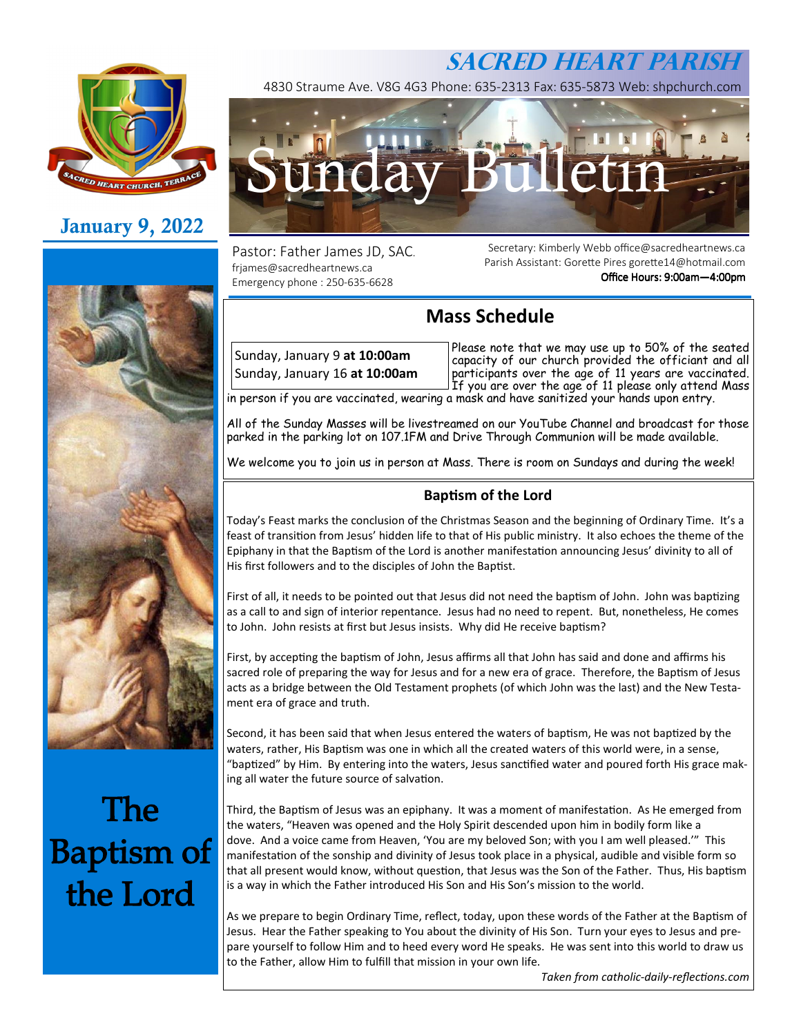# SACRED HEART PARISH

4830 Straume Ave. V8G 4G3 Phone: 635-2313 Fax: 635-5873 Web: shpchurch.com

# Sunday Bulletin

**January 9, 2022**

Pastor: Father James JD, SAC.
frjames@sacredheartnews.ca
Emergency phone : 250-635-6628

Secretary: Kimberly Webb office@sacredheartnews.ca
Parish Assistant: Gorette Pires gorette14@hotmail.com
**Office Hours: 9:00am—4:00pm**

# The Baptism of the Lord

## Mass Schedule

Sunday, January 9 **at 10:00am**
Sunday, January 16 **at 10:00am**

Please note that we may use up to 50% of the seated capacity of our church provided the officiant and all participants over the age of 11 years are vaccinated. If you are over the age of 11 please only attend Mass in person if you are vaccinated, wearing a mask and have sanitized your hands upon entry.

All of the Sunday Masses will be livestreamed on our YouTube Channel and broadcast for those parked in the parking lot on 107.1FM and Drive Through Communion will be made available.

We welcome you to join us in person at Mass. There is room on Sundays and during the week!

## Baptism of the Lord

Today's Feast marks the conclusion of the Christmas Season and the beginning of Ordinary Time. It's a feast of transition from Jesus' hidden life to that of His public ministry. It also echoes the theme of the Epiphany in that the Baptism of the Lord is another manifestation announcing Jesus' divinity to all of His first followers and to the disciples of John the Baptist.

First of all, it needs to be pointed out that Jesus did not need the baptism of John. John was baptizing as a call to and sign of interior repentance. Jesus had no need to repent. But, nonetheless, He comes to John. John resists at first but Jesus insists. Why did He receive baptism?

First, by accepting the baptism of John, Jesus affirms all that John has said and done and affirms his sacred role of preparing the way for Jesus and for a new era of grace. Therefore, the Baptism of Jesus acts as a bridge between the Old Testament prophets (of which John was the last) and the New Testament era of grace and truth.

Second, it has been said that when Jesus entered the waters of baptism, He was not baptized by the waters, rather, His Baptism was one in which all the created waters of this world were, in a sense, "baptized" by Him. By entering into the waters, Jesus sanctified water and poured forth His grace making all water the future source of salvation.

Third, the Baptism of Jesus was an epiphany. It was a moment of manifestation. As He emerged from the waters, "Heaven was opened and the Holy Spirit descended upon him in bodily form like a dove. And a voice came from Heaven, 'You are my beloved Son; with you I am well pleased.'" This manifestation of the sonship and divinity of Jesus took place in a physical, audible and visible form so that all present would know, without question, that Jesus was the Son of the Father. Thus, His baptism is a way in which the Father introduced His Son and His Son's mission to the world.

As we prepare to begin Ordinary Time, reflect, today, upon these words of the Father at the Baptism of Jesus. Hear the Father speaking to You about the divinity of His Son. Turn your eyes to Jesus and prepare yourself to follow Him and to heed every word He speaks. He was sent into this world to draw us to the Father, allow Him to fulfill that mission in your own life.

*Taken from catholic-daily-reflections.com*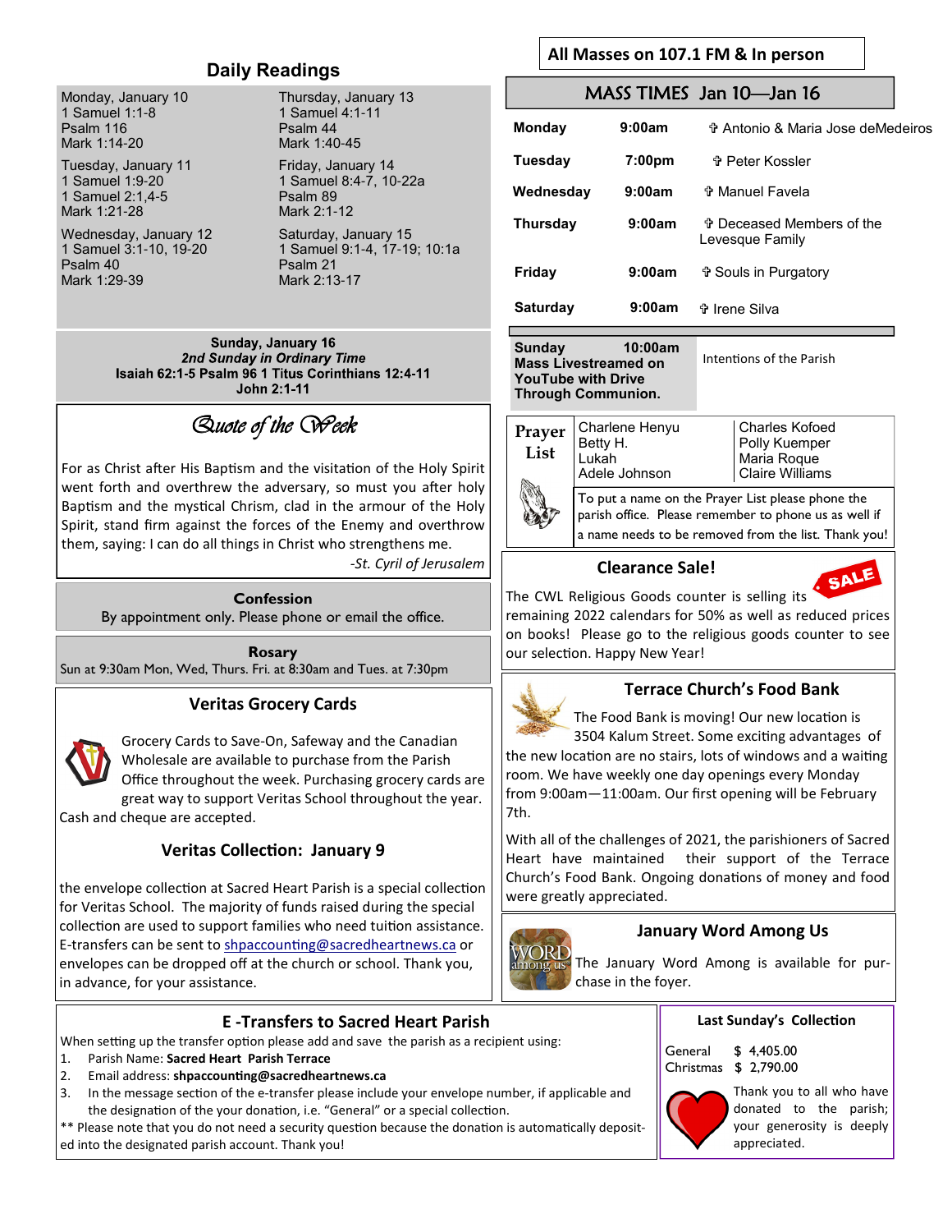## Daily Readings

**Monday, January 10**
1 Samuel 1:1-8
Psalm 116
Mark 1:14-20

**Tuesday, January 11**
1 Samuel 1:9-20
1 Samuel 2:1,4-5
Mark 1:21-28

**Wednesday, January 12**
1 Samuel 3:1-10, 19-20
Psalm 40
Mark 1:29-39

**Thursday, January 13**
1 Samuel 4:1-11
Psalm 44
Mark 1:40-45

**Friday, January 14**
1 Samuel 8:4-7, 10-22a
Psalm 89
Mark 2:1-12

**Saturday, January 15**
1 Samuel 9:1-4, 17-19; 10:1a
Psalm 21
Mark 2:13-17

**Sunday, January 16**
***2nd Sunday in Ordinary Time***
**Isaiah 62:1-5 Psalm 96 1 Titus Corinthians 12:4-11**
**John 2:1-11**

## *Quote of the Week*

For as Christ after His Baptism and the visitation of the Holy Spirit went forth and overthrew the adversary, so must you after holy Baptism and the mystical Chrism, clad in the armour of the Holy Spirit, stand firm against the forces of the Enemy and overthrow them, saying: I can do all things in Christ who strengthens me.

*-St. Cyril of Jerusalem*

### Confession

By appointment only. Please phone or email the office.

### Rosary

Sun at 9:30am Mon, Wed, Thurs. Fri. at 8:30am and Tues. at 7:30pm

### Veritas Grocery Cards

Grocery Cards to Save-On, Safeway and the Canadian Wholesale are available to purchase from the Parish Office throughout the week. Purchasing grocery cards are great way to support Veritas School throughout the year. Cash and cheque are accepted.

### Veritas Collection: January 9

the envelope collection at Sacred Heart Parish is a special collection for Veritas School. The majority of funds raised during the special collection are used to support families who need tuition assistance. E-transfers can be sent to shpaccounting@sacredheartnews.ca or envelopes can be dropped off at the church or school. Thank you, in advance, for your assistance.

**All Masses on 107.1 FM & In person**

## MASS TIMES Jan 10—Jan 16

| | | |
|---|---|---|
| **Monday** | **9:00am** | ✞ Antonio & Maria Jose deMedeiros |
| **Tuesday** | **7:00pm** | ✞ Peter Kossler |
| **Wednesday** | **9:00am** | ✞ Manuel Favela |
| **Thursday** | **9:00am** | ✞ Deceased Members of the Levesque Family |
| **Friday** | **9:00am** | ✞ Souls in Purgatory |
| **Saturday** | **9:00am** | ✞ Irene Silva |
| **Sunday Mass Livestreamed on YouTube with Drive Through Communion.** | **10:00am** | Intentions of the Parish |

### Prayer List

| | |
|---|---|
| Charlene Henyu | Charles Kofoed |
| Betty H. | Polly Kuemper |
| Lukah | Maria Roque |
| Adele Johnson | Claire Williams |

To put a name on the Prayer List please phone the parish office. Please remember to phone us as well if a name needs to be removed from the list. Thank you!

### Clearance Sale!

SALE

The CWL Religious Goods counter is selling its remaining 2022 calendars for 50% as well as reduced prices on books! Please go to the religious goods counter to see our selection. Happy New Year!

### Terrace Church's Food Bank

The Food Bank is moving! Our new location is 3504 Kalum Street. Some exciting advantages of the new location are no stairs, lots of windows and a waiting room. We have weekly one day openings every Monday from 9:00am—11:00am. Our first opening will be February 7th.

With all of the challenges of 2021, the parishioners of Sacred Heart have maintained their support of the Terrace Church's Food Bank. Ongoing donations of money and food were greatly appreciated.

### January Word Among Us

The January Word Among is available for purchase in the foyer.

### E -Transfers to Sacred Heart Parish

When setting up the transfer option please add and save the parish as a recipient using:

1. Parish Name: **Sacred Heart Parish Terrace**
2. Email address: **shpaccounting@sacredheartnews.ca**
3. In the message section of the e-transfer please include your envelope number, if applicable and the designation of the your donation, i.e. "General" or a special collection.

** Please note that you do not need a security question because the donation is automatically deposited into the designated parish account. Thank you!

### Last Sunday's Collection

| | |
|---|---|
| General | $ 4,405.00 |
| Christmas | $ 2,790.00 |

Thank you to all who have donated to the parish; your generosity is deeply appreciated.